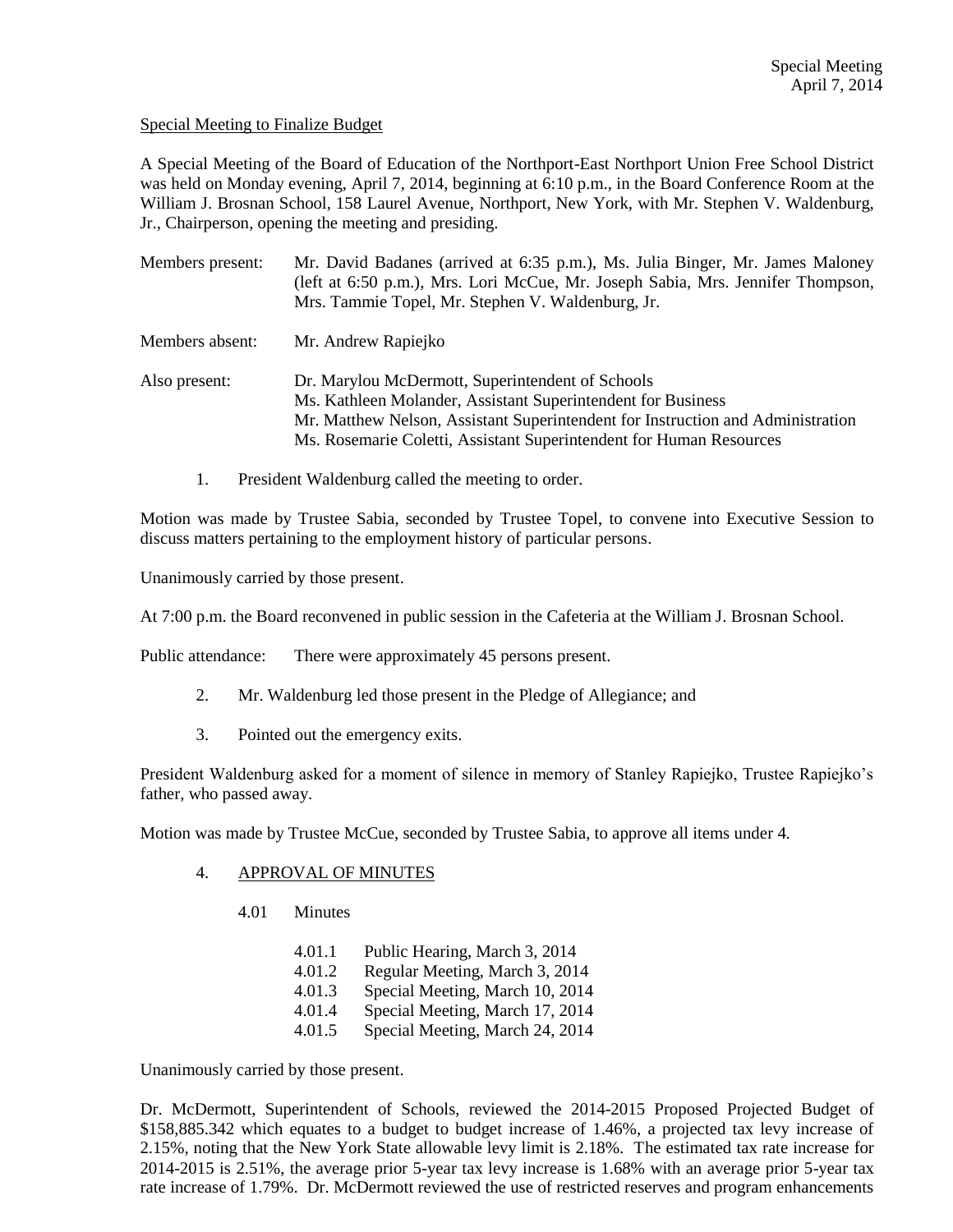Special Meeting to Finalize Budget

A Special Meeting of the Board of Education of the Northport-East Northport Union Free School District was held on Monday evening, April 7, 2014, beginning at 6:10 p.m., in the Board Conference Room at the William J. Brosnan School, 158 Laurel Avenue, Northport, New York, with Mr. Stephen V. Waldenburg, Jr., Chairperson, opening the meeting and presiding.

Members present: Mr. David Badanes (arrived at 6:35 p.m.), Ms. Julia Binger, Mr. James Maloney (left at 6:50 p.m.), Mrs. Lori McCue, Mr. Joseph Sabia, Mrs. Jennifer Thompson, Mrs. Tammie Topel, Mr. Stephen V. Waldenburg, Jr.

Members absent: Mr. Andrew Rapiejko

Also present: Dr. Marylou McDermott, Superintendent of Schools
Ms. Kathleen Molander, Assistant Superintendent for Business
Mr. Matthew Nelson, Assistant Superintendent for Instruction and Administration
Ms. Rosemarie Coletti, Assistant Superintendent for Human Resources

1. President Waldenburg called the meeting to order.

Motion was made by Trustee Sabia, seconded by Trustee Topel, to convene into Executive Session to discuss matters pertaining to the employment history of particular persons.

Unanimously carried by those present.

At 7:00 p.m. the Board reconvened in public session in the Cafeteria at the William J. Brosnan School.

Public attendance: There were approximately 45 persons present.

2. Mr. Waldenburg led those present in the Pledge of Allegiance; and

3. Pointed out the emergency exits.

President Waldenburg asked for a moment of silence in memory of Stanley Rapiejko, Trustee Rapiejko's father, who passed away.

Motion was made by Trustee McCue, seconded by Trustee Sabia, to approve all items under 4.

4. APPROVAL OF MINUTES

   4.01 Minutes

   - 4.01.1 Public Hearing, March 3, 2014
   - 4.01.2 Regular Meeting, March 3, 2014
   - 4.01.3 Special Meeting, March 10, 2014
   - 4.01.4 Special Meeting, March 17, 2014
   - 4.01.5 Special Meeting, March 24, 2014

Unanimously carried by those present.

Dr. McDermott, Superintendent of Schools, reviewed the 2014-2015 Proposed Projected Budget of $158,885.342 which equates to a budget to budget increase of 1.46%, a projected tax levy increase of 2.15%, noting that the New York State allowable levy limit is 2.18%. The estimated tax rate increase for 2014-2015 is 2.51%, the average prior 5-year tax levy increase is 1.68% with an average prior 5-year tax rate increase of 1.79%. Dr. McDermott reviewed the use of restricted reserves and program enhancements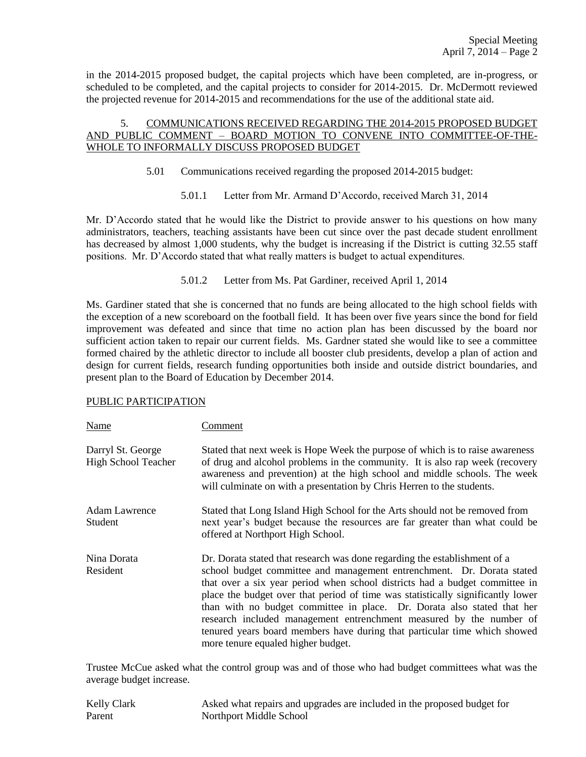in the 2014-2015 proposed budget, the capital projects which have been completed, are in-progress, or scheduled to be completed, and the capital projects to consider for 2014-2015. Dr. McDermott reviewed the projected revenue for 2014-2015 and recommendations for the use of the additional state aid.

5. COMMUNICATIONS RECEIVED REGARDING THE 2014-2015 PROPOSED BUDGET AND PUBLIC COMMENT – BOARD MOTION TO CONVENE INTO COMMITTEE-OF-THE-WHOLE TO INFORMALLY DISCUSS PROPOSED BUDGET

5.01 Communications received regarding the proposed 2014-2015 budget:

5.01.1 Letter from Mr. Armand D'Accordo, received March 31, 2014

Mr. D'Accordo stated that he would like the District to provide answer to his questions on how many administrators, teachers, teaching assistants have been cut since over the past decade student enrollment has decreased by almost 1,000 students, why the budget is increasing if the District is cutting 32.55 staff positions. Mr. D'Accordo stated that what really matters is budget to actual expenditures.

5.01.2 Letter from Ms. Pat Gardiner, received April 1, 2014

Ms. Gardiner stated that she is concerned that no funds are being allocated to the high school fields with the exception of a new scoreboard on the football field. It has been over five years since the bond for field improvement was defeated and since that time no action plan has been discussed by the board nor sufficient action taken to repair our current fields. Ms. Gardner stated she would like to see a committee formed chaired by the athletic director to include all booster club presidents, develop a plan of action and design for current fields, research funding opportunities both inside and outside district boundaries, and present plan to the Board of Education by December 2014.

PUBLIC PARTICIPATION

| Name | Comment |
|---|---|
| Darryl St. George<br>High School Teacher | Stated that next week is Hope Week the purpose of which is to raise awareness of drug and alcohol problems in the community. It is also rap week (recovery awareness and prevention) at the high school and middle schools. The week will culminate on with a presentation by Chris Herren to the students. |
| Adam Lawrence<br>Student | Stated that Long Island High School for the Arts should not be removed from next year's budget because the resources are far greater than what could be offered at Northport High School. |
| Nina Dorata<br>Resident | Dr. Dorata stated that research was done regarding the establishment of a school budget committee and management entrenchment. Dr. Dorata stated that over a six year period when school districts had a budget committee in place the budget over that period of time was statistically significantly lower than with no budget committee in place. Dr. Dorata also stated that her research included management entrenchment measured by the number of tenured years board members have during that particular time which showed more tenure equaled higher budget. |

Trustee McCue asked what the control group was and of those who had budget committees what was the average budget increase.

| Name | Comment |
|---|---|
| Kelly Clark<br>Parent | Asked what repairs and upgrades are included in the proposed budget for Northport Middle School |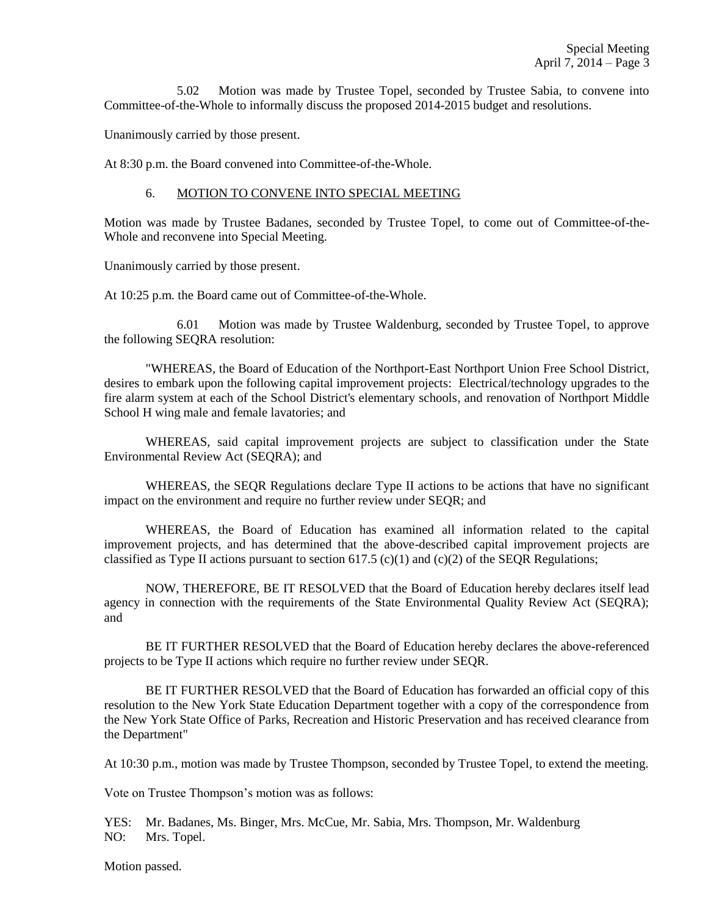5.02 Motion was made by Trustee Topel, seconded by Trustee Sabia, to convene into Committee-of-the-Whole to informally discuss the proposed 2014-2015 budget and resolutions.

Unanimously carried by those present.

At 8:30 p.m. the Board convened into Committee-of-the-Whole.

6. MOTION TO CONVENE INTO SPECIAL MEETING

Motion was made by Trustee Badanes, seconded by Trustee Topel, to come out of Committee-of-the-Whole and reconvene into Special Meeting.

Unanimously carried by those present.

At 10:25 p.m. the Board came out of Committee-of-the-Whole.

6.01 Motion was made by Trustee Waldenburg, seconded by Trustee Topel, to approve the following SEQRA resolution:

"WHEREAS, the Board of Education of the Northport-East Northport Union Free School District, desires to embark upon the following capital improvement projects: Electrical/technology upgrades to the fire alarm system at each of the School District's elementary schools, and renovation of Northport Middle School H wing male and female lavatories; and

WHEREAS, said capital improvement projects are subject to classification under the State Environmental Review Act (SEQRA); and

WHEREAS, the SEQR Regulations declare Type II actions to be actions that have no significant impact on the environment and require no further review under SEQR; and

WHEREAS, the Board of Education has examined all information related to the capital improvement projects, and has determined that the above-described capital improvement projects are classified as Type II actions pursuant to section 617.5 (c)(1) and (c)(2) of the SEQR Regulations;

NOW, THEREFORE, BE IT RESOLVED that the Board of Education hereby declares itself lead agency in connection with the requirements of the State Environmental Quality Review Act (SEQRA); and

BE IT FURTHER RESOLVED that the Board of Education hereby declares the above-referenced projects to be Type II actions which require no further review under SEQR.

BE IT FURTHER RESOLVED that the Board of Education has forwarded an official copy of this resolution to the New York State Education Department together with a copy of the correspondence from the New York State Office of Parks, Recreation and Historic Preservation and has received clearance from the Department"

At 10:30 p.m., motion was made by Trustee Thompson, seconded by Trustee Topel, to extend the meeting.

Vote on Trustee Thompson's motion was as follows:

YES: Mr. Badanes, Ms. Binger, Mrs. McCue, Mr. Sabia, Mrs. Thompson, Mr. Waldenburg
NO: Mrs. Topel.

Motion passed.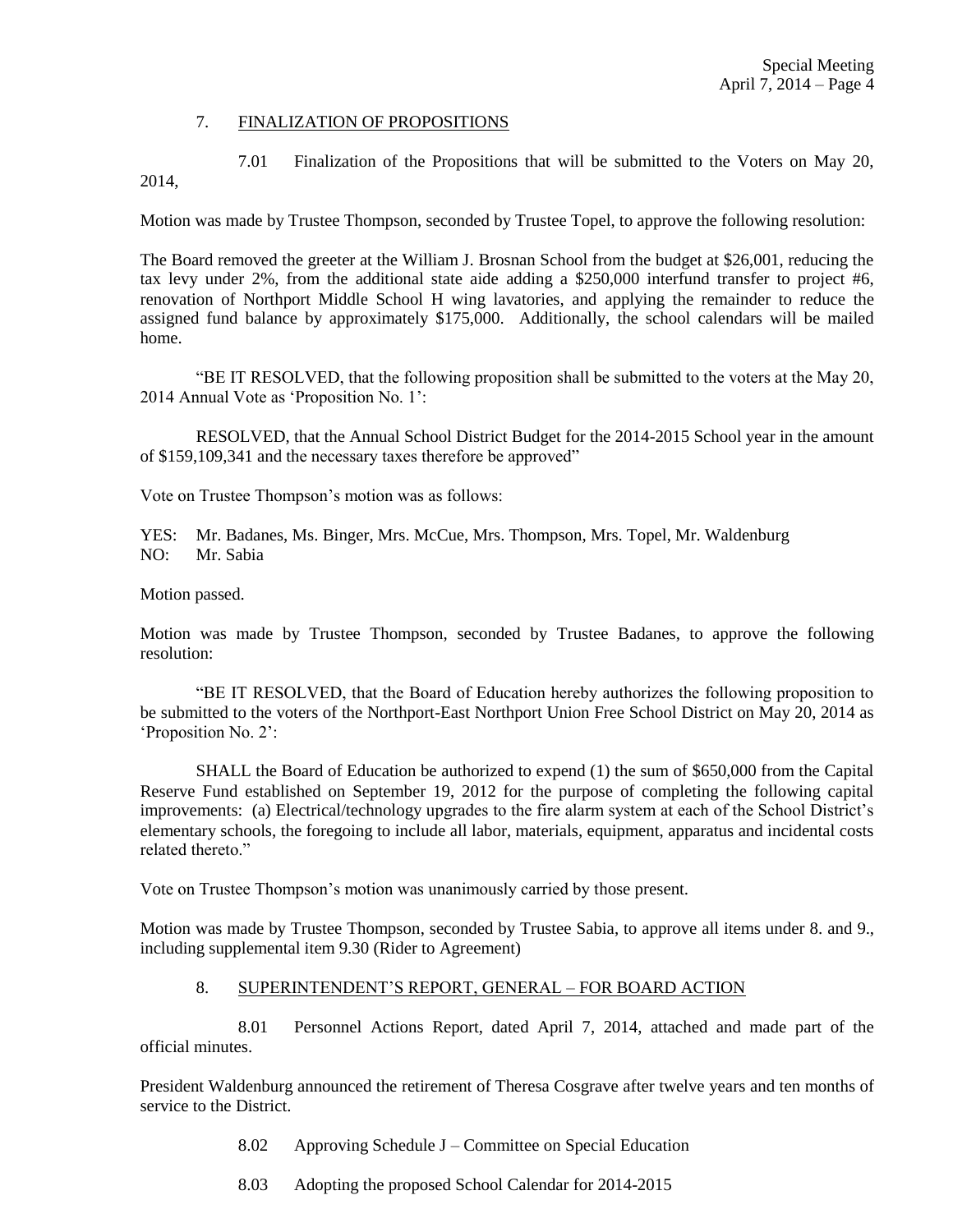7. FINALIZATION OF PROPOSITIONS

7.01 Finalization of the Propositions that will be submitted to the Voters on May 20, 2014,

Motion was made by Trustee Thompson, seconded by Trustee Topel, to approve the following resolution:

The Board removed the greeter at the William J. Brosnan School from the budget at $26,001, reducing the tax levy under 2%, from the additional state aide adding a $250,000 interfund transfer to project #6, renovation of Northport Middle School H wing lavatories, and applying the remainder to reduce the assigned fund balance by approximately $175,000. Additionally, the school calendars will be mailed home.

"BE IT RESOLVED, that the following proposition shall be submitted to the voters at the May 20, 2014 Annual Vote as 'Proposition No. 1':

RESOLVED, that the Annual School District Budget for the 2014-2015 School year in the amount of $159,109,341 and the necessary taxes therefore be approved"

Vote on Trustee Thompson's motion was as follows:

YES: Mr. Badanes, Ms. Binger, Mrs. McCue, Mrs. Thompson, Mrs. Topel, Mr. Waldenburg
NO: Mr. Sabia

Motion passed.

Motion was made by Trustee Thompson, seconded by Trustee Badanes, to approve the following resolution:

"BE IT RESOLVED, that the Board of Education hereby authorizes the following proposition to be submitted to the voters of the Northport-East Northport Union Free School District on May 20, 2014 as 'Proposition No. 2':

SHALL the Board of Education be authorized to expend (1) the sum of $650,000 from the Capital Reserve Fund established on September 19, 2012 for the purpose of completing the following capital improvements: (a) Electrical/technology upgrades to the fire alarm system at each of the School District's elementary schools, the foregoing to include all labor, materials, equipment, apparatus and incidental costs related thereto."

Vote on Trustee Thompson's motion was unanimously carried by those present.

Motion was made by Trustee Thompson, seconded by Trustee Sabia, to approve all items under 8. and 9., including supplemental item 9.30 (Rider to Agreement)

8. SUPERINTENDENT'S REPORT, GENERAL – FOR BOARD ACTION

8.01 Personnel Actions Report, dated April 7, 2014, attached and made part of the official minutes.

President Waldenburg announced the retirement of Theresa Cosgrave after twelve years and ten months of service to the District.

8.02 Approving Schedule J – Committee on Special Education

8.03 Adopting the proposed School Calendar for 2014-2015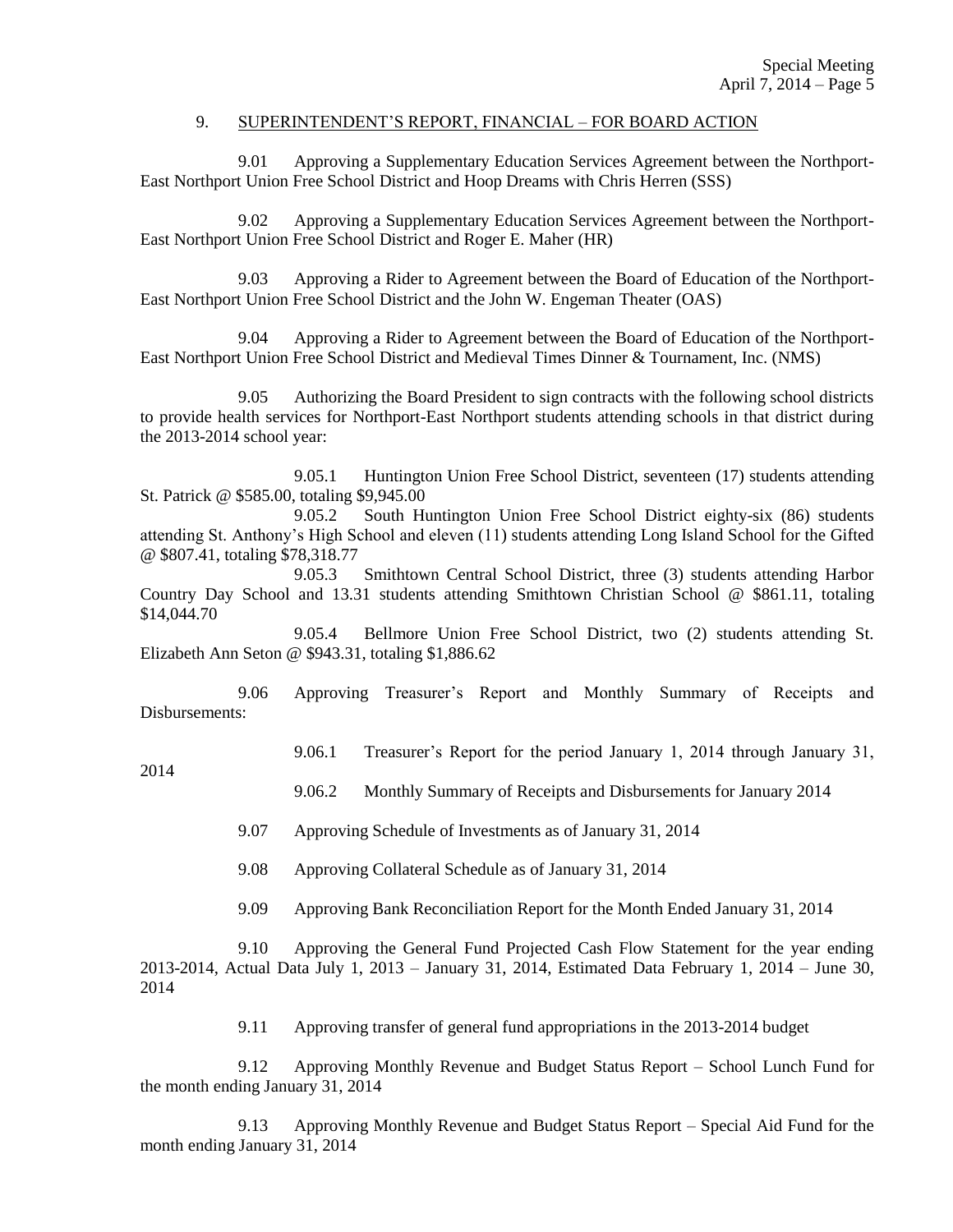## 9. SUPERINTENDENT'S REPORT, FINANCIAL – FOR BOARD ACTION

9.01 Approving a Supplementary Education Services Agreement between the Northport-East Northport Union Free School District and Hoop Dreams with Chris Herren (SSS)

9.02 Approving a Supplementary Education Services Agreement between the Northport-East Northport Union Free School District and Roger E. Maher (HR)

9.03 Approving a Rider to Agreement between the Board of Education of the Northport-East Northport Union Free School District and the John W. Engeman Theater (OAS)

9.04 Approving a Rider to Agreement between the Board of Education of the Northport-East Northport Union Free School District and Medieval Times Dinner & Tournament, Inc. (NMS)

9.05 Authorizing the Board President to sign contracts with the following school districts to provide health services for Northport-East Northport students attending schools in that district during the 2013-2014 school year:

9.05.1 Huntington Union Free School District, seventeen (17) students attending St. Patrick @ $585.00, totaling $9,945.00

9.05.2 South Huntington Union Free School District eighty-six (86) students attending St. Anthony's High School and eleven (11) students attending Long Island School for the Gifted @ $807.41, totaling $78,318.77

9.05.3 Smithtown Central School District, three (3) students attending Harbor Country Day School and 13.31 students attending Smithtown Christian School @ $861.11, totaling $14,044.70

9.05.4 Bellmore Union Free School District, two (2) students attending St. Elizabeth Ann Seton @ $943.31, totaling $1,886.62

9.06 Approving Treasurer's Report and Monthly Summary of Receipts and Disbursements:

9.06.1 Treasurer's Report for the period January 1, 2014 through January 31, 2014

9.06.2 Monthly Summary of Receipts and Disbursements for January 2014

9.07 Approving Schedule of Investments as of January 31, 2014

9.08 Approving Collateral Schedule as of January 31, 2014

9.09 Approving Bank Reconciliation Report for the Month Ended January 31, 2014

9.10 Approving the General Fund Projected Cash Flow Statement for the year ending 2013-2014, Actual Data July 1, 2013 – January 31, 2014, Estimated Data February 1, 2014 – June 30, 2014

9.11 Approving transfer of general fund appropriations in the 2013-2014 budget

9.12 Approving Monthly Revenue and Budget Status Report – School Lunch Fund for the month ending January 31, 2014

9.13 Approving Monthly Revenue and Budget Status Report – Special Aid Fund for the month ending January 31, 2014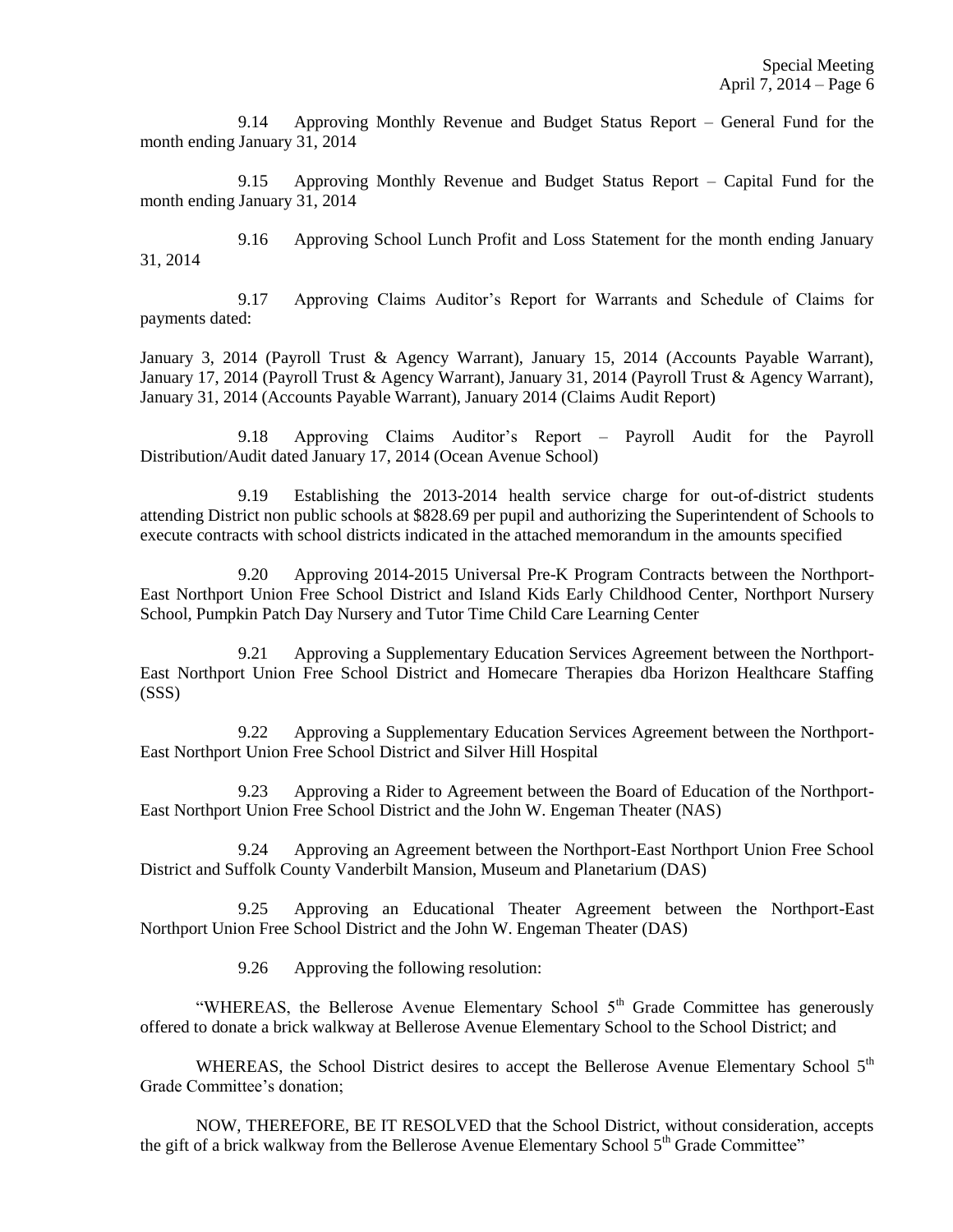9.14 Approving Monthly Revenue and Budget Status Report – General Fund for the month ending January 31, 2014

9.15 Approving Monthly Revenue and Budget Status Report – Capital Fund for the month ending January 31, 2014

9.16 Approving School Lunch Profit and Loss Statement for the month ending January 31, 2014

9.17 Approving Claims Auditor's Report for Warrants and Schedule of Claims for payments dated:

January 3, 2014 (Payroll Trust & Agency Warrant), January 15, 2014 (Accounts Payable Warrant), January 17, 2014 (Payroll Trust & Agency Warrant), January 31, 2014 (Payroll Trust & Agency Warrant), January 31, 2014 (Accounts Payable Warrant), January 2014 (Claims Audit Report)

9.18 Approving Claims Auditor's Report – Payroll Audit for the Payroll Distribution/Audit dated January 17, 2014 (Ocean Avenue School)

9.19 Establishing the 2013-2014 health service charge for out-of-district students attending District non public schools at $828.69 per pupil and authorizing the Superintendent of Schools to execute contracts with school districts indicated in the attached memorandum in the amounts specified

9.20 Approving 2014-2015 Universal Pre-K Program Contracts between the Northport-East Northport Union Free School District and Island Kids Early Childhood Center, Northport Nursery School, Pumpkin Patch Day Nursery and Tutor Time Child Care Learning Center

9.21 Approving a Supplementary Education Services Agreement between the Northport-East Northport Union Free School District and Homecare Therapies dba Horizon Healthcare Staffing (SSS)

9.22 Approving a Supplementary Education Services Agreement between the Northport-East Northport Union Free School District and Silver Hill Hospital

9.23 Approving a Rider to Agreement between the Board of Education of the Northport-East Northport Union Free School District and the John W. Engeman Theater (NAS)

9.24 Approving an Agreement between the Northport-East Northport Union Free School District and Suffolk County Vanderbilt Mansion, Museum and Planetarium (DAS)

9.25 Approving an Educational Theater Agreement between the Northport-East Northport Union Free School District and the John W. Engeman Theater (DAS)

9.26 Approving the following resolution:

"WHEREAS, the Bellerose Avenue Elementary School 5th Grade Committee has generously offered to donate a brick walkway at Bellerose Avenue Elementary School to the School District; and

WHEREAS, the School District desires to accept the Bellerose Avenue Elementary School 5th Grade Committee's donation;

NOW, THEREFORE, BE IT RESOLVED that the School District, without consideration, accepts the gift of a brick walkway from the Bellerose Avenue Elementary School 5th Grade Committee"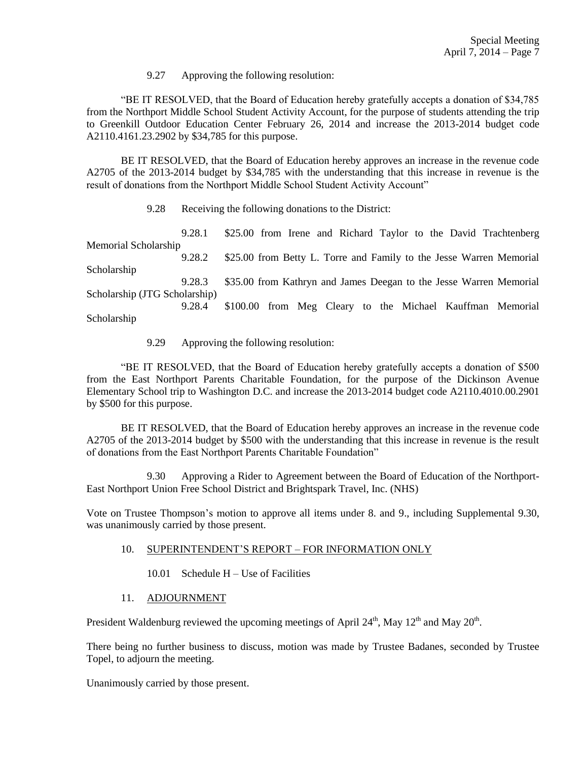9.27 Approving the following resolution:

"BE IT RESOLVED, that the Board of Education hereby gratefully accepts a donation of $34,785 from the Northport Middle School Student Activity Account, for the purpose of students attending the trip to Greenkill Outdoor Education Center February 26, 2014 and increase the 2013-2014 budget code A2110.4161.23.2902 by $34,785 for this purpose.

BE IT RESOLVED, that the Board of Education hereby approves an increase in the revenue code A2705 of the 2013-2014 budget by $34,785 with the understanding that this increase in revenue is the result of donations from the Northport Middle School Student Activity Account"

9.28 Receiving the following donations to the District:

9.28.1 $25.00 from Irene and Richard Taylor to the David Trachtenberg Memorial Scholarship

9.28.2 $25.00 from Betty L. Torre and Family to the Jesse Warren Memorial Scholarship

9.28.3 $35.00 from Kathryn and James Deegan to the Jesse Warren Memorial Scholarship (JTG Scholarship)

9.28.4 $100.00 from Meg Cleary to the Michael Kauffman Memorial Scholarship

9.29 Approving the following resolution:

"BE IT RESOLVED, that the Board of Education hereby gratefully accepts a donation of $500 from the East Northport Parents Charitable Foundation, for the purpose of the Dickinson Avenue Elementary School trip to Washington D.C. and increase the 2013-2014 budget code A2110.4010.00.2901 by $500 for this purpose.

BE IT RESOLVED, that the Board of Education hereby approves an increase in the revenue code A2705 of the 2013-2014 budget by $500 with the understanding that this increase in revenue is the result of donations from the East Northport Parents Charitable Foundation"

9.30 Approving a Rider to Agreement between the Board of Education of the Northport-East Northport Union Free School District and Brightspark Travel, Inc. (NHS)

Vote on Trustee Thompson's motion to approve all items under 8. and 9., including Supplemental 9.30, was unanimously carried by those present.

10. SUPERINTENDENT'S REPORT – FOR INFORMATION ONLY

10.01 Schedule H – Use of Facilities

11. ADJOURNMENT

President Waldenburg reviewed the upcoming meetings of April 24th, May 12th and May 20th.

There being no further business to discuss, motion was made by Trustee Badanes, seconded by Trustee Topel, to adjourn the meeting.

Unanimously carried by those present.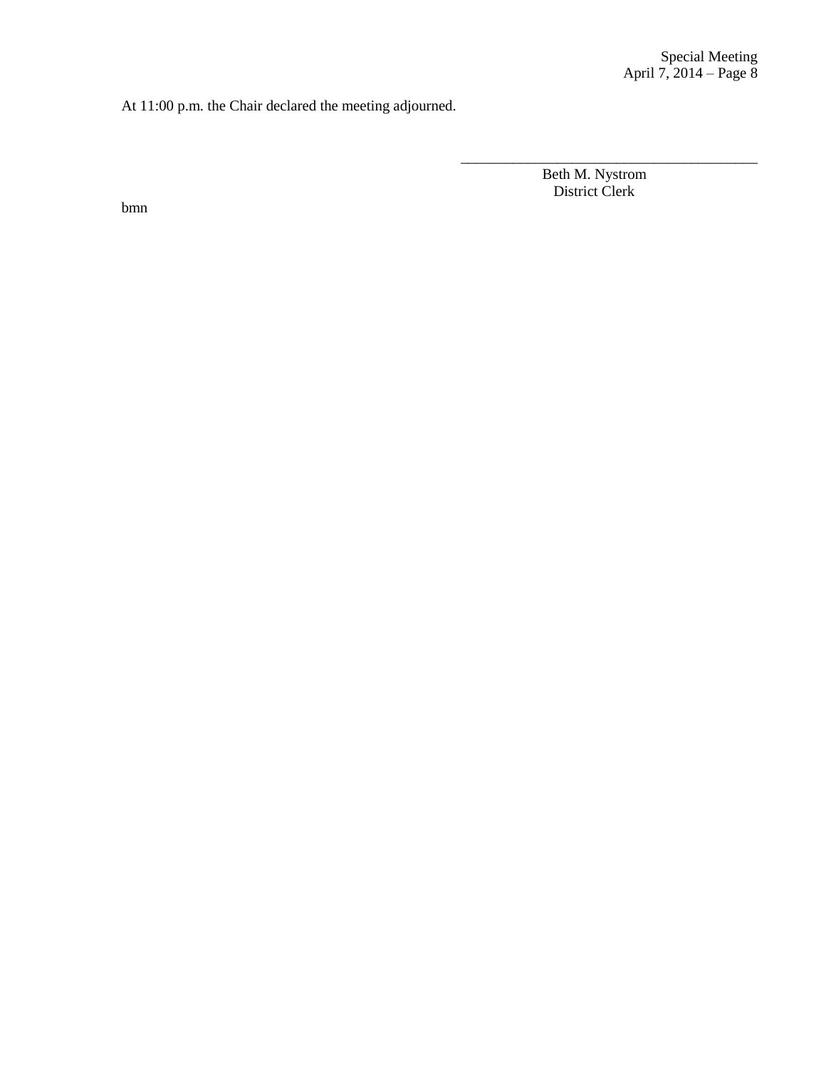At 11:00 p.m. the Chair declared the meeting adjourned.

\_\_\_\_\_\_\_\_\_\_\_\_\_\_\_\_\_\_\_\_\_\_\_\_\_\_\_\_\_\_\_\_\_\_\_\_\_\_\_\_\_

Beth M. Nystrom
District Clerk

bmn